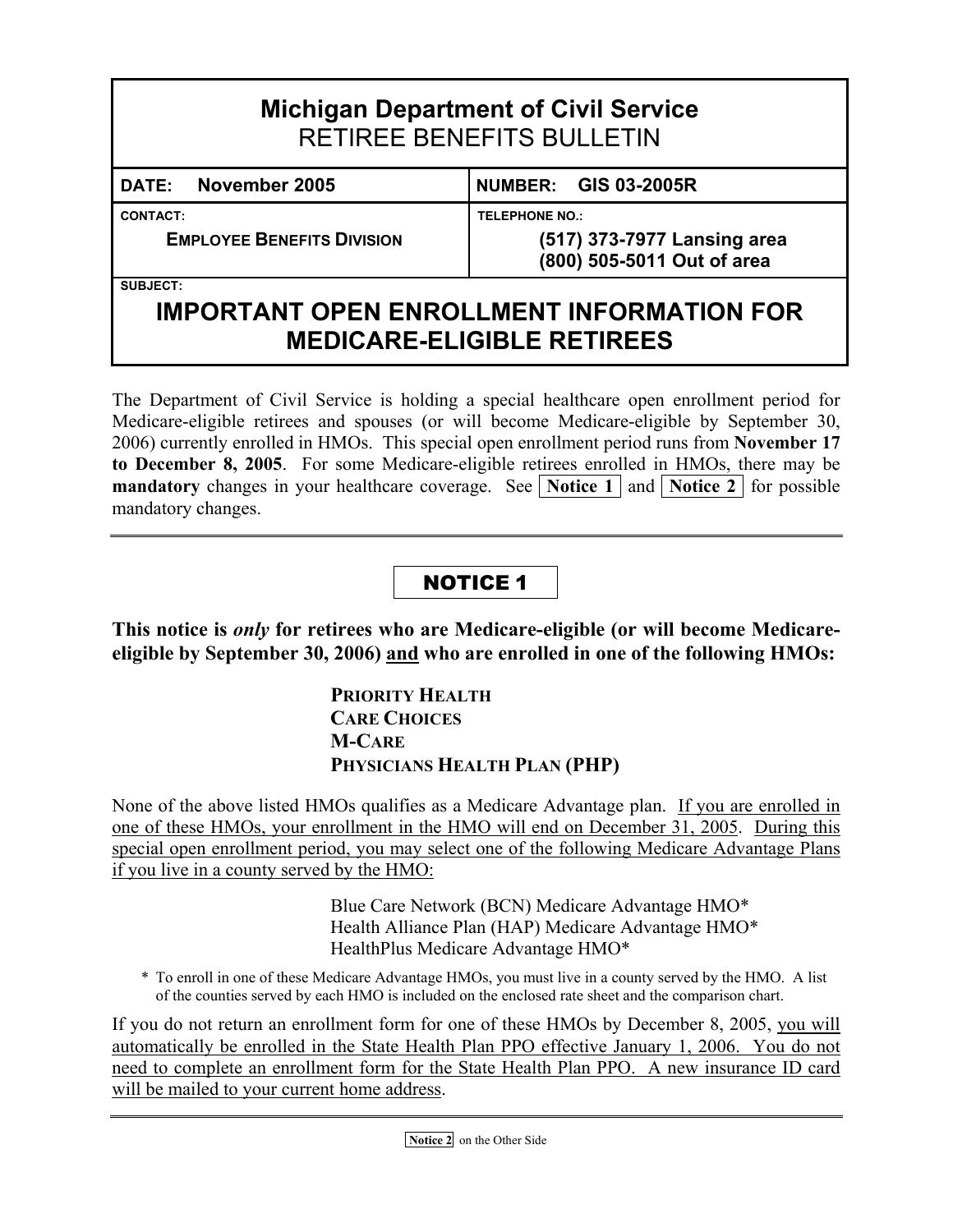# Michigan Department of Civil Service

## RETIREE BENEFITS BULLETIN

| DATE: November 2005 | NUMBER: GIS 03-2005R |
| --- | --- |
| CONTACT: **EMPLOYEE BENEFITS DIVISION** | TELEPHONE NO.: **(517) 373-7977 Lansing area** **(800) 505-5011 Out of area** |

SUBJECT:

## IMPORTANT OPEN ENROLLMENT INFORMATION FOR MEDICARE-ELIGIBLE RETIREES

The Department of Civil Service is holding a special healthcare open enrollment period for Medicare-eligible retirees and spouses (or will become Medicare-eligible by September 30, 2006) currently enrolled in HMOs. This special open enrollment period runs from **November 17 to December 8, 2005**. For some Medicare-eligible retirees enrolled in HMOs, there may be **mandatory** changes in your healthcare coverage. See **Notice 1** and **Notice 2** for possible mandatory changes.

---

## NOTICE 1

**This notice is *only* for retirees who are Medicare-eligible (or will become Medicare-eligible by September 30, 2006) and who are enrolled in one of the following HMOs:**

**PRIORITY HEALTH**
**CARE CHOICES**
**M-CARE**
**PHYSICIANS HEALTH PLAN (PHP)**

None of the above listed HMOs qualifies as a Medicare Advantage plan. If you are enrolled in one of these HMOs, your enrollment in the HMO will end on December 31, 2005. During this special open enrollment period, you may select one of the following Medicare Advantage Plans if you live in a county served by the HMO:

Blue Care Network (BCN) Medicare Advantage HMO*
Health Alliance Plan (HAP) Medicare Advantage HMO*
HealthPlus Medicare Advantage HMO*

\* To enroll in one of these Medicare Advantage HMOs, you must live in a county served by the HMO. A list of the counties served by each HMO is included on the enclosed rate sheet and the comparison chart.

If you do not return an enrollment form for one of these HMOs by December 8, 2005, you will automatically be enrolled in the State Health Plan PPO effective January 1, 2006. You do not need to complete an enrollment form for the State Health Plan PPO. A new insurance ID card will be mailed to your current home address.

---

**Notice 2** on the Other Side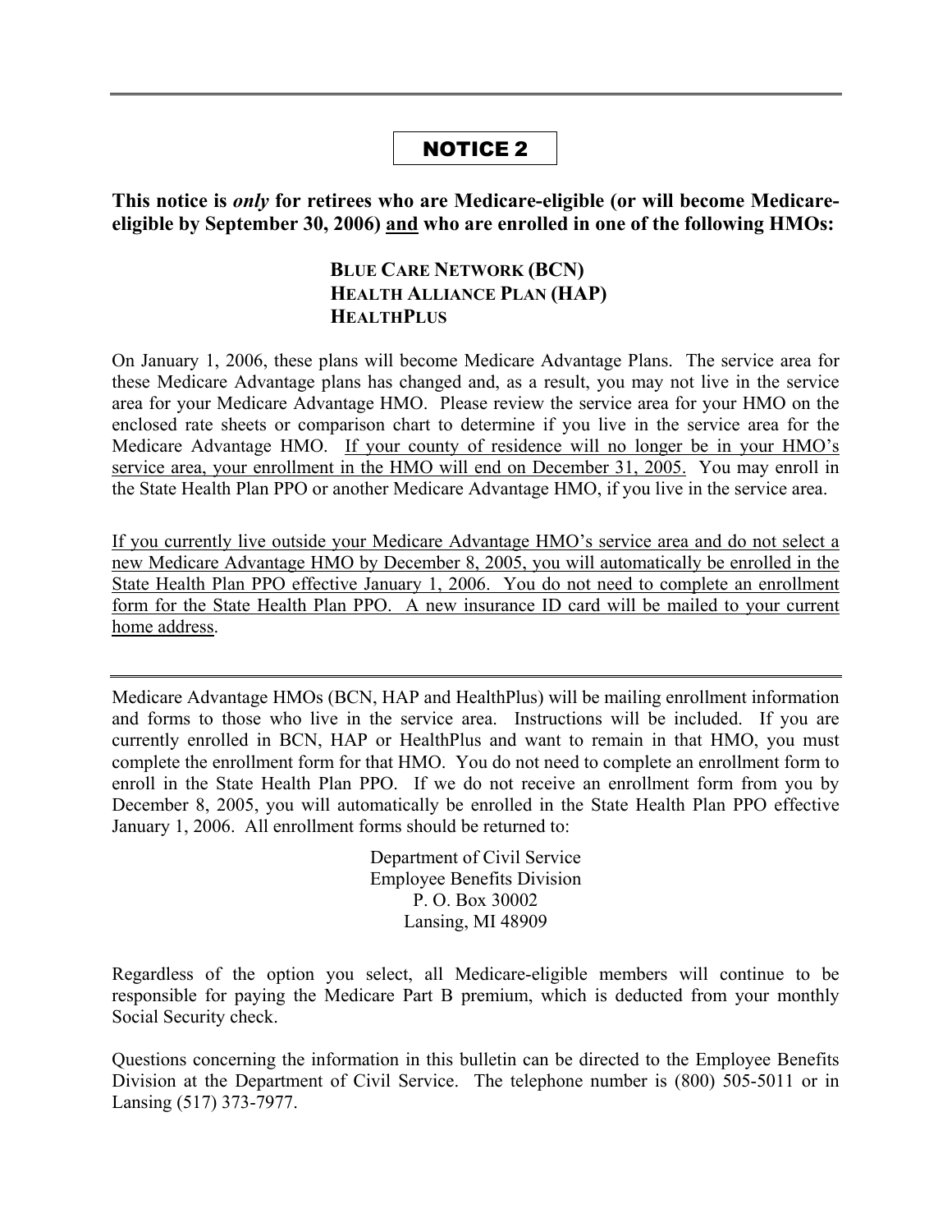---

## NOTICE 2

**This notice is *only* for retirees who are Medicare-eligible (or will become Medicare-eligible by September 30, 2006) and who are enrolled in one of the following HMOs:**

**BLUE CARE NETWORK (BCN)**
**HEALTH ALLIANCE PLAN (HAP)**
**HEALTHPLUS**

On January 1, 2006, these plans will become Medicare Advantage Plans. The service area for these Medicare Advantage plans has changed and, as a result, you may not live in the service area for your Medicare Advantage HMO. Please review the service area for your HMO on the enclosed rate sheets or comparison chart to determine if you live in the service area for the Medicare Advantage HMO. If your county of residence will no longer be in your HMO's service area, your enrollment in the HMO will end on December 31, 2005. You may enroll in the State Health Plan PPO or another Medicare Advantage HMO, if you live in the service area.

If you currently live outside your Medicare Advantage HMO's service area and do not select a new Medicare Advantage HMO by December 8, 2005, you will automatically be enrolled in the State Health Plan PPO effective January 1, 2006. You do not need to complete an enrollment form for the State Health Plan PPO. A new insurance ID card will be mailed to your current home address.

---

Medicare Advantage HMOs (BCN, HAP and HealthPlus) will be mailing enrollment information and forms to those who live in the service area. Instructions will be included. If you are currently enrolled in BCN, HAP or HealthPlus and want to remain in that HMO, you must complete the enrollment form for that HMO. You do not need to complete an enrollment form to enroll in the State Health Plan PPO. If we do not receive an enrollment form from you by December 8, 2005, you will automatically be enrolled in the State Health Plan PPO effective January 1, 2006. All enrollment forms should be returned to:

Department of Civil Service
Employee Benefits Division
P. O. Box 30002
Lansing, MI 48909

Regardless of the option you select, all Medicare-eligible members will continue to be responsible for paying the Medicare Part B premium, which is deducted from your monthly Social Security check.

Questions concerning the information in this bulletin can be directed to the Employee Benefits Division at the Department of Civil Service. The telephone number is (800) 505-5011 or in Lansing (517) 373-7977.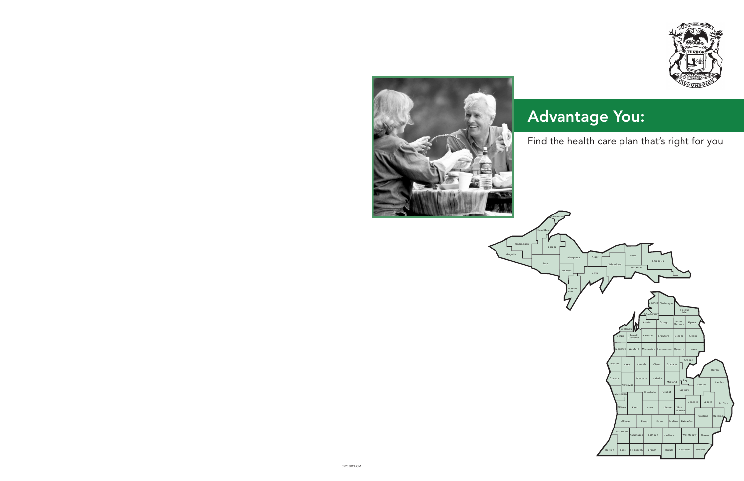# Advantage You:

Find the health care plan that's right for you

052330COM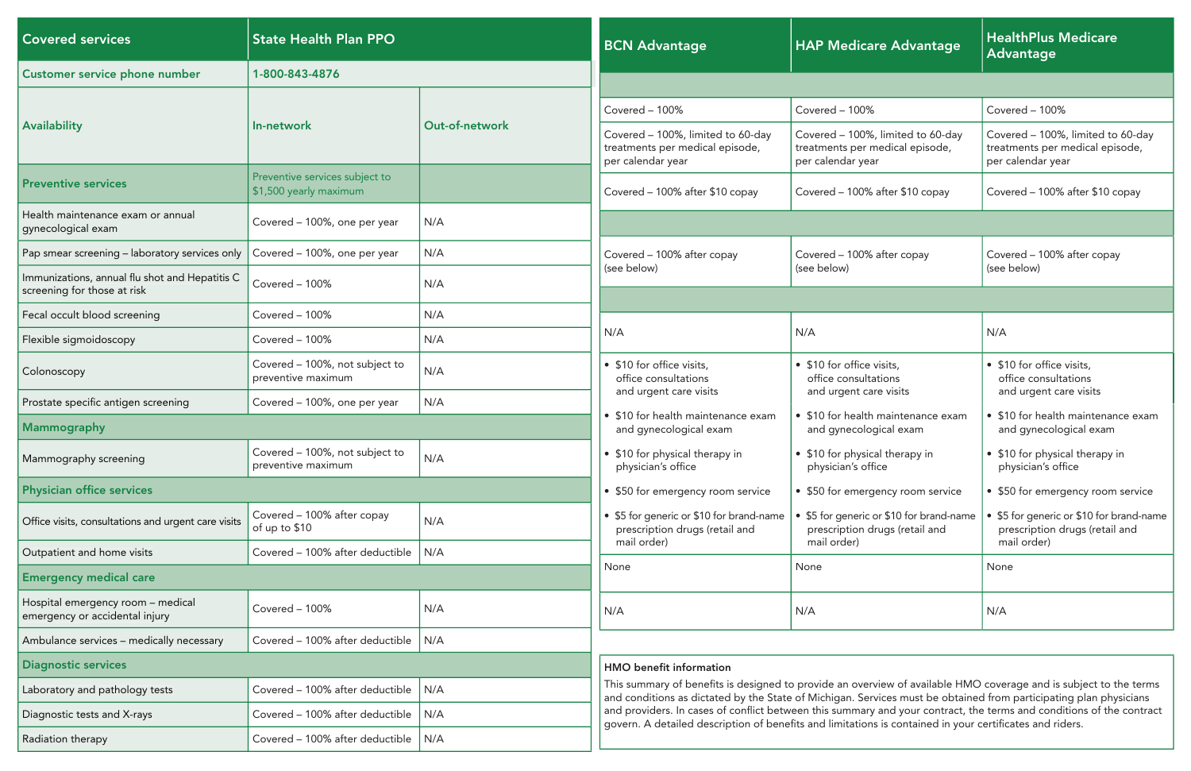| Covered services | State Health Plan PPO | |
|---|---|---|
| **Customer service phone number** | **1-800-843-4876** | |
| **Availability** | **In-network** | **Out-of-network** |
| **Preventive services** | Preventive services subject to $1,500 yearly maximum | |
| Health maintenance exam or annual gynecological exam | Covered – 100%, one per year | N/A |
| Pap smear screening – laboratory services only | Covered – 100%, one per year | N/A |
| Immunizations, annual flu shot and Hepatitis C screening for those at risk | Covered – 100% | N/A |
| Fecal occult blood screening | Covered – 100% | N/A |
| Flexible sigmoidoscopy | Covered – 100% | N/A |
| Colonoscopy | Covered – 100%, not subject to preventive maximum | N/A |
| Prostate specific antigen screening | Covered – 100%, one per year | N/A |
| **Mammography** | | |
| Mammography screening | Covered – 100%, not subject to preventive maximum | N/A |
| **Physician office services** | | |
| Office visits, consultations and urgent care visits | Covered – 100% after copay of up to $10 | N/A |
| Outpatient and home visits | Covered – 100% after deductible | N/A |
| **Emergency medical care** | | |
| Hospital emergency room – medical emergency or accidental injury | Covered – 100% | N/A |
| Ambulance services – medically necessary | Covered – 100% after deductible | N/A |
| **Diagnostic services** | | |
| Laboratory and pathology tests | Covered – 100% after deductible | N/A |
| Diagnostic tests and X-rays | Covered – 100% after deductible | N/A |
| Radiation therapy | Covered – 100% after deductible | N/A |

| BCN Advantage | HAP Medicare Advantage | HealthPlus Medicare Advantage |
|---|---|---|
| | | |
| Covered – 100% | Covered – 100% | Covered – 100% |
| Covered – 100%, limited to 60-day treatments per medical episode, per calendar year | Covered – 100%, limited to 60-day treatments per medical episode, per calendar year | Covered – 100%, limited to 60-day treatments per medical episode, per calendar year |
| Covered – 100% after $10 copay | Covered – 100% after $10 copay | Covered – 100% after $10 copay |
| | | |
| Covered – 100% after copay (see below) | Covered – 100% after copay (see below) | Covered – 100% after copay (see below) |
| | | |
| N/A | N/A | N/A |
| • $10 for office visits, office consultations and urgent care visits<br>• $10 for health maintenance exam and gynecological exam<br>• $10 for physical therapy in physician's office<br>• $50 for emergency room service<br>• $5 for generic or $10 for brand-name prescription drugs (retail and mail order) | • $10 for office visits, office consultations and urgent care visits<br>• $10 for health maintenance exam and gynecological exam<br>• $10 for physical therapy in physician's office<br>• $50 for emergency room service<br>• $5 for generic or $10 for brand-name prescription drugs (retail and mail order) | • $10 for office visits, office consultations and urgent care visits<br>• $10 for health maintenance exam and gynecological exam<br>• $10 for physical therapy in physician's office<br>• $50 for emergency room service<br>• $5 for generic or $10 for brand-name prescription drugs (retail and mail order) |
| None | None | None |
| N/A | N/A | N/A |

**HMO benefit information**

This summary of benefits is designed to provide an overview of available HMO coverage and is subject to the terms and conditions as dictated by the State of Michigan. Services must be obtained from participating plan physicians and providers. In cases of conflict between this summary and your contract, the terms and conditions of the contract govern. A detailed description of benefits and limitations is contained in your certificates and riders.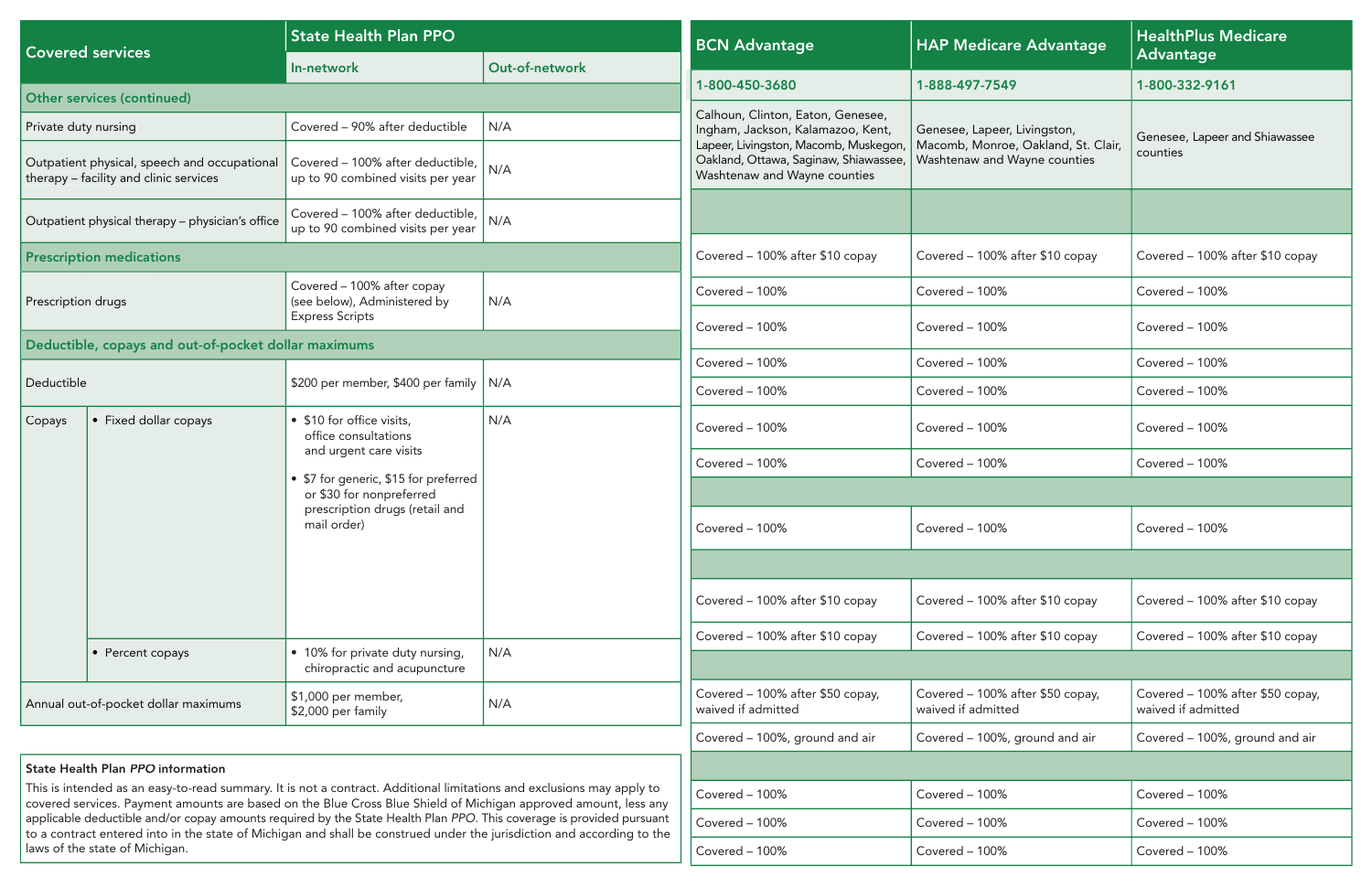| Covered services | State Health Plan PPO | |
|---|---|---|
| | In-network | Out-of-network |
| **Other services (continued)** | | |
| Private duty nursing | Covered – 90% after deductible | N/A |
| Outpatient physical, speech and occupational therapy – facility and clinic services | Covered – 100% after deductible, up to 90 combined visits per year | N/A |
| Outpatient physical therapy – physician's office | Covered – 100% after deductible, up to 90 combined visits per year | N/A |
| **Prescription medications** | | |
| Prescription drugs | Covered – 100% after copay (see below), Administered by Express Scripts | N/A |
| **Deductible, copays and out-of-pocket dollar maximums** | | |
| Deductible | $200 per member, $400 per family | N/A |
| Copays – • Fixed dollar copays | • $10 for office visits, office consultations and urgent care visits<br>• $7 for generic, $15 for preferred or $30 for nonpreferred prescription drugs (retail and mail order) | N/A |
| Copays – • Percent copays | • 10% for private duty nursing, chiropractic and acupuncture | N/A |
| Annual out-of-pocket dollar maximums | $1,000 per member, $2,000 per family | N/A |

**State Health Plan *PPO* information**

This is intended as an easy-to-read summary. It is not a contract. Additional limitations and exclusions may apply to covered services. Payment amounts are based on the Blue Cross Blue Shield of Michigan approved amount, less any applicable deductible and/or copay amounts required by the State Health Plan *PPO*. This coverage is provided pursuant to a contract entered into in the state of Michigan and shall be construed under the jurisdiction and according to the laws of the state of Michigan.

| BCN Advantage | HAP Medicare Advantage | HealthPlus Medicare Advantage |
|---|---|---|
| 1-800-450-3680 | 1-888-497-7549 | 1-800-332-9161 |
| Calhoun, Clinton, Eaton, Genesee, Ingham, Jackson, Kalamazoo, Kent, Lapeer, Livingston, Macomb, Muskegon, Oakland, Ottawa, Saginaw, Shiawassee, Washtenaw and Wayne counties | Genesee, Lapeer, Livingston, Macomb, Monroe, Oakland, St. Clair, Washtenaw and Wayne counties | Genesee, Lapeer and Shiawassee counties |
| | | |
| Covered – 100% after $10 copay | Covered – 100% after $10 copay | Covered – 100% after $10 copay |
| Covered – 100% | Covered – 100% | Covered – 100% |
| Covered – 100% | Covered – 100% | Covered – 100% |
| Covered – 100% | Covered – 100% | Covered – 100% |
| Covered – 100% | Covered – 100% | Covered – 100% |
| Covered – 100% | Covered – 100% | Covered – 100% |
| Covered – 100% | Covered – 100% | Covered – 100% |
| | | |
| Covered – 100% | Covered – 100% | Covered – 100% |
| | | |
| Covered – 100% after $10 copay | Covered – 100% after $10 copay | Covered – 100% after $10 copay |
| Covered – 100% after $10 copay | Covered – 100% after $10 copay | Covered – 100% after $10 copay |
| | | |
| Covered – 100% after $50 copay, waived if admitted | Covered – 100% after $50 copay, waived if admitted | Covered – 100% after $50 copay, waived if admitted |
| Covered – 100%, ground and air | Covered – 100%, ground and air | Covered – 100%, ground and air |
| | | |
| Covered – 100% | Covered – 100% | Covered – 100% |
| Covered – 100% | Covered – 100% | Covered – 100% |
| Covered – 100% | Covered – 100% | Covered – 100% |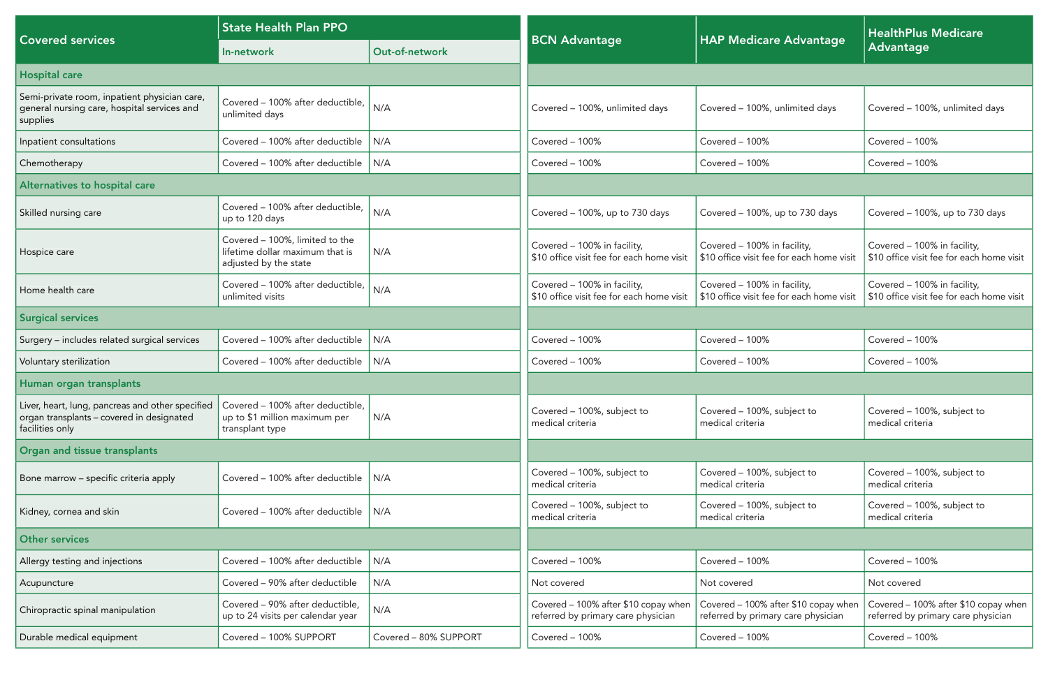| Covered services | State Health Plan PPO | | BCN Advantage | HAP Medicare Advantage | HealthPlus Medicare Advantage |
|---|---|---|---|---|---|
| | In-network | Out-of-network | | | |
| **Hospital care** | | | | | |
| Semi-private room, inpatient physician care, general nursing care, hospital services and supplies | Covered – 100% after deductible, unlimited days | N/A | Covered – 100%, unlimited days | Covered – 100%, unlimited days | Covered – 100%, unlimited days |
| Inpatient consultations | Covered – 100% after deductible | N/A | Covered – 100% | Covered – 100% | Covered – 100% |
| Chemotherapy | Covered – 100% after deductible | N/A | Covered – 100% | Covered – 100% | Covered – 100% |
| **Alternatives to hospital care** | | | | | |
| Skilled nursing care | Covered – 100% after deductible, up to 120 days | N/A | Covered – 100%, up to 730 days | Covered – 100%, up to 730 days | Covered – 100%, up to 730 days |
| Hospice care | Covered – 100%, limited to the lifetime dollar maximum that is adjusted by the state | N/A | Covered – 100% in facility, $10 office visit fee for each home visit | Covered – 100% in facility, $10 office visit fee for each home visit | Covered – 100% in facility, $10 office visit fee for each home visit |
| Home health care | Covered – 100% after deductible, unlimited visits | N/A | Covered – 100% in facility, $10 office visit fee for each home visit | Covered – 100% in facility, $10 office visit fee for each home visit | Covered – 100% in facility, $10 office visit fee for each home visit |
| **Surgical services** | | | | | |
| Surgery – includes related surgical services | Covered – 100% after deductible | N/A | Covered – 100% | Covered – 100% | Covered – 100% |
| Voluntary sterilization | Covered – 100% after deductible | N/A | Covered – 100% | Covered – 100% | Covered – 100% |
| **Human organ transplants** | | | | | |
| Liver, heart, lung, pancreas and other specified organ transplants – covered in designated facilities only | Covered – 100% after deductible, up to $1 million maximum per transplant type | N/A | Covered – 100%, subject to medical criteria | Covered – 100%, subject to medical criteria | Covered – 100%, subject to medical criteria |
| **Organ and tissue transplants** | | | | | |
| Bone marrow – specific criteria apply | Covered – 100% after deductible | N/A | Covered – 100%, subject to medical criteria | Covered – 100%, subject to medical criteria | Covered – 100%, subject to medical criteria |
| Kidney, cornea and skin | Covered – 100% after deductible | N/A | Covered – 100%, subject to medical criteria | Covered – 100%, subject to medical criteria | Covered – 100%, subject to medical criteria |
| **Other services** | | | | | |
| Allergy testing and injections | Covered – 100% after deductible | N/A | Covered – 100% | Covered – 100% | Covered – 100% |
| Acupuncture | Covered – 90% after deductible | N/A | Not covered | Not covered | Not covered |
| Chiropractic spinal manipulation | Covered – 90% after deductible, up to 24 visits per calendar year | N/A | Covered – 100% after $10 copay when referred by primary care physician | Covered – 100% after $10 copay when referred by primary care physician | Covered – 100% after $10 copay when referred by primary care physician |
| Durable medical equipment | Covered – 100% SUPPORT | Covered – 80% SUPPORT | Covered – 100% | Covered – 100% | Covered – 100% |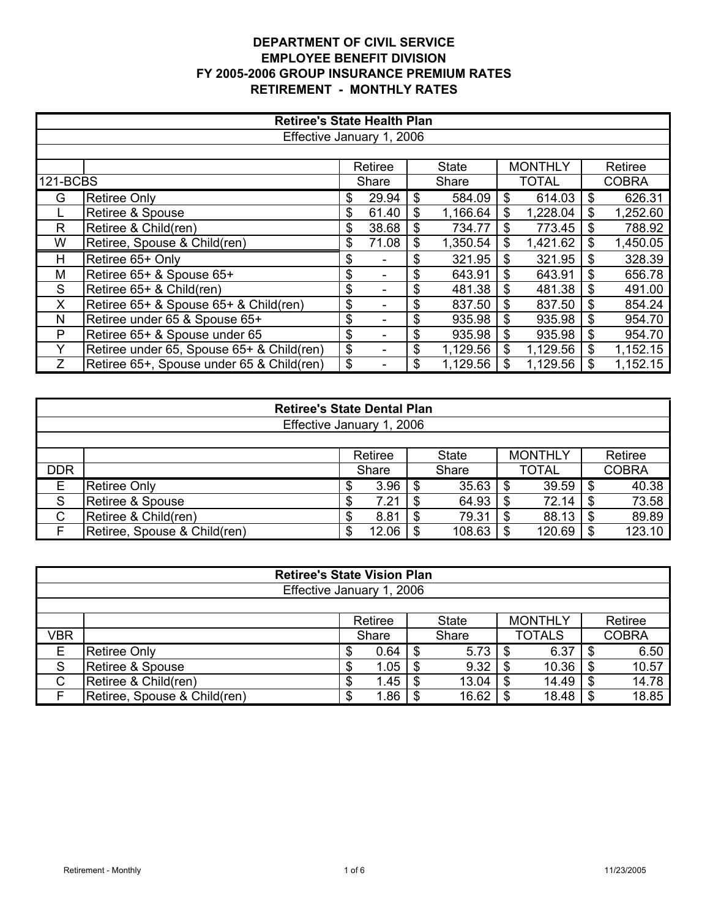# DEPARTMENT OF CIVIL SERVICE
## EMPLOYEE BENEFIT DIVISION
## FY 2005-2006 GROUP INSURANCE PREMIUM RATES
## RETIREMENT - MONTHLY RATES

| Retiree's State Health Plan | | | | | |
|---|---|---|---|---|---|
| Effective January 1, 2006 | | | | | |
| | | Retiree | State | MONTHLY | Retiree |
| 121-BCBS | | Share | Share | TOTAL | COBRA |
| G | Retiree Only | $ 29.94 | $ 584.09 | $ 614.03 | $ 626.31 |
| L | Retiree & Spouse | $ 61.40 | $ 1,166.64 | $ 1,228.04 | $ 1,252.60 |
| R | Retiree & Child(ren) | $ 38.68 | $ 734.77 | $ 773.45 | $ 788.92 |
| W | Retiree, Spouse & Child(ren) | $ 71.08 | $ 1,350.54 | $ 1,421.62 | $ 1,450.05 |
| H | Retiree 65+ Only | $ - | $ 321.95 | $ 321.95 | $ 328.39 |
| M | Retiree 65+ & Spouse 65+ | $ - | $ 643.91 | $ 643.91 | $ 656.78 |
| S | Retiree 65+ & Child(ren) | $ - | $ 481.38 | $ 481.38 | $ 491.00 |
| X | Retiree 65+ & Spouse 65+ & Child(ren) | $ - | $ 837.50 | $ 837.50 | $ 854.24 |
| N | Retiree under 65 & Spouse 65+ | $ - | $ 935.98 | $ 935.98 | $ 954.70 |
| P | Retiree 65+ & Spouse under 65 | $ - | $ 935.98 | $ 935.98 | $ 954.70 |
| Y | Retiree under 65, Spouse 65+ & Child(ren) | $ - | $ 1,129.56 | $ 1,129.56 | $ 1,152.15 |
| Z | Retiree 65+, Spouse under 65 & Child(ren) | $ - | $ 1,129.56 | $ 1,129.56 | $ 1,152.15 |

| Retiree's State Dental Plan | | | | | |
|---|---|---|---|---|---|
| Effective January 1, 2006 | | | | | |
| | | Retiree | State | MONTHLY | Retiree |
| DDR | | Share | Share | TOTAL | COBRA |
| E | Retiree Only | $ 3.96 | $ 35.63 | $ 39.59 | $ 40.38 |
| S | Retiree & Spouse | $ 7.21 | $ 64.93 | $ 72.14 | $ 73.58 |
| C | Retiree & Child(ren) | $ 8.81 | $ 79.31 | $ 88.13 | $ 89.89 |
| F | Retiree, Spouse & Child(ren) | $ 12.06 | $ 108.63 | $ 120.69 | $ 123.10 |

| Retiree's State Vision Plan | | | | | |
|---|---|---|---|---|---|
| Effective January 1, 2006 | | | | | |
| | | Retiree | State | MONTHLY | Retiree |
| VBR | | Share | Share | TOTALS | COBRA |
| E | Retiree Only | $ 0.64 | $ 5.73 | $ 6.37 | $ 6.50 |
| S | Retiree & Spouse | $ 1.05 | $ 9.32 | $ 10.36 | $ 10.57 |
| C | Retiree & Child(ren) | $ 1.45 | $ 13.04 | $ 14.49 | $ 14.78 |
| F | Retiree, Spouse & Child(ren) | $ 1.86 | $ 16.62 | $ 18.48 | $ 18.85 |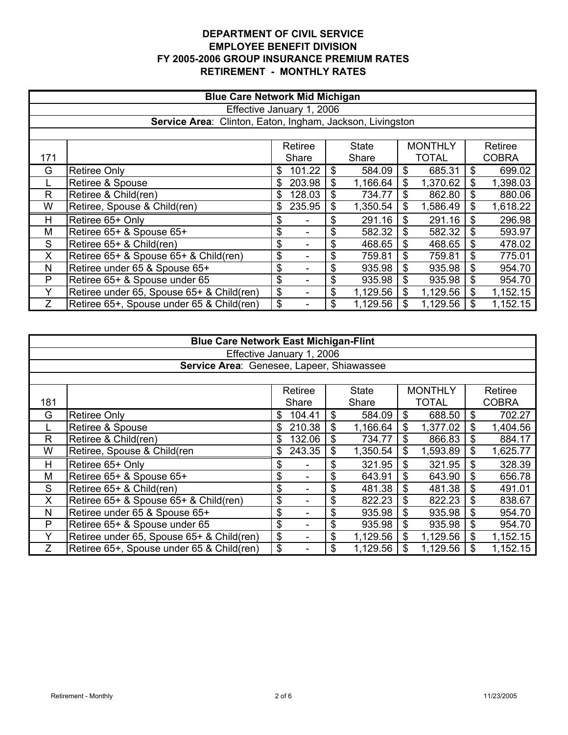**DEPARTMENT OF CIVIL SERVICE**
**EMPLOYEE BENEFIT DIVISION**
**FY 2005-2006 GROUP INSURANCE PREMIUM RATES**
**RETIREMENT - MONTHLY RATES**

**Blue Care Network Mid Michigan**

Effective January 1, 2006

**Service Area**: Clinton, Eaton, Ingham, Jackson, Livingston

| 171 | | Retiree Share | State Share | MONTHLY TOTAL | Retiree COBRA |
|---|---|---|---|---|---|
| G | Retiree Only | $ 101.22 | $ 584.09 | $ 685.31 | $ 699.02 |
| L | Retiree & Spouse | $ 203.98 | $ 1,166.64 | $ 1,370.62 | $ 1,398.03 |
| R | Retiree & Child(ren) | $ 128.03 | $ 734.77 | $ 862.80 | $ 880.06 |
| W | Retiree, Spouse & Child(ren) | $ 235.95 | $ 1,350.54 | $ 1,586.49 | $ 1,618.22 |
| H | Retiree 65+ Only | $ - | $ 291.16 | $ 291.16 | $ 296.98 |
| M | Retiree 65+ & Spouse 65+ | $ - | $ 582.32 | $ 582.32 | $ 593.97 |
| S | Retiree 65+ & Child(ren) | $ - | $ 468.65 | $ 468.65 | $ 478.02 |
| X | Retiree 65+ & Spouse 65+ & Child(ren) | $ - | $ 759.81 | $ 759.81 | $ 775.01 |
| N | Retiree under 65 & Spouse 65+ | $ - | $ 935.98 | $ 935.98 | $ 954.70 |
| P | Retiree 65+ & Spouse under 65 | $ - | $ 935.98 | $ 935.98 | $ 954.70 |
| Y | Retiree under 65, Spouse 65+ & Child(ren) | $ - | $ 1,129.56 | $ 1,129.56 | $ 1,152.15 |
| Z | Retiree 65+, Spouse under 65 & Child(ren) | $ - | $ 1,129.56 | $ 1,129.56 | $ 1,152.15 |

**Blue Care Network East Michigan-Flint**

Effective January 1, 2006

**Service Area**: Genesee, Lapeer, Shiawassee

| 181 | | Retiree Share | State Share | MONTHLY TOTAL | Retiree COBRA |
|---|---|---|---|---|---|
| G | Retiree Only | $ 104.41 | $ 584.09 | $ 688.50 | $ 702.27 |
| L | Retiree & Spouse | $ 210.38 | $ 1,166.64 | $ 1,377.02 | $ 1,404.56 |
| R | Retiree & Child(ren) | $ 132.06 | $ 734.77 | $ 866.83 | $ 884.17 |
| W | Retiree, Spouse & Child(ren | $ 243.35 | $ 1,350.54 | $ 1,593.89 | $ 1,625.77 |
| H | Retiree 65+ Only | $ - | $ 321.95 | $ 321.95 | $ 328.39 |
| M | Retiree 65+ & Spouse 65+ | $ - | $ 643.91 | $ 643.90 | $ 656.78 |
| S | Retiree 65+ & Child(ren) | $ - | $ 481.38 | $ 481.38 | $ 491.01 |
| X | Retiree 65+ & Spouse 65+ & Child(ren) | $ - | $ 822.23 | $ 822.23 | $ 838.67 |
| N | Retiree under 65 & Spouse 65+ | $ - | $ 935.98 | $ 935.98 | $ 954.70 |
| P | Retiree 65+ & Spouse under 65 | $ - | $ 935.98 | $ 935.98 | $ 954.70 |
| Y | Retiree under 65, Spouse 65+ & Child(ren) | $ - | $ 1,129.56 | $ 1,129.56 | $ 1,152.15 |
| Z | Retiree 65+, Spouse under 65 & Child(ren) | $ - | $ 1,129.56 | $ 1,129.56 | $ 1,152.15 |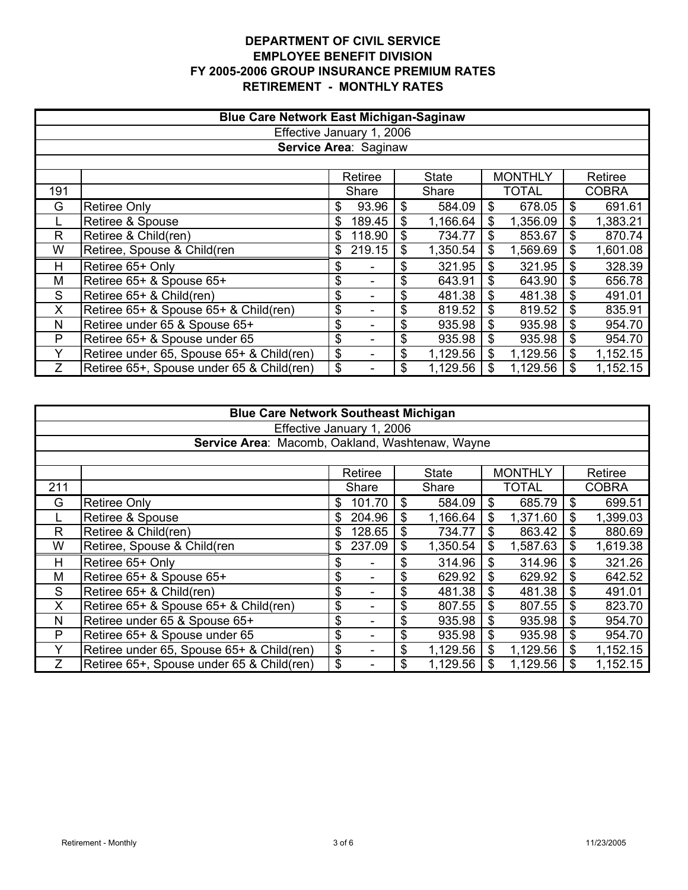**DEPARTMENT OF CIVIL SERVICE**
**EMPLOYEE BENEFIT DIVISION**
**FY 2005-2006 GROUP INSURANCE PREMIUM RATES**
**RETIREMENT - MONTHLY RATES**

| **Blue Care Network East Michigan-Saginaw** | | | | | |
|---|---|---|---|---|---|
| Effective January 1, 2006 | | | | | |
| **Service Area**: Saginaw | | | | | |
| | | Retiree | State | MONTHLY | Retiree |
| 191 | | Share | Share | TOTAL | COBRA |
| G | Retiree Only | $ 93.96 | $ 584.09 | $ 678.05 | $ 691.61 |
| L | Retiree & Spouse | $ 189.45 | $ 1,166.64 | $ 1,356.09 | $ 1,383.21 |
| R | Retiree & Child(ren) | $ 118.90 | $ 734.77 | $ 853.67 | $ 870.74 |
| W | Retiree, Spouse & Child(ren | $ 219.15 | $ 1,350.54 | $ 1,569.69 | $ 1,601.08 |
| H | Retiree 65+ Only | $ - | $ 321.95 | $ 321.95 | $ 328.39 |
| M | Retiree 65+ & Spouse 65+ | $ - | $ 643.91 | $ 643.90 | $ 656.78 |
| S | Retiree 65+ & Child(ren) | $ - | $ 481.38 | $ 481.38 | $ 491.01 |
| X | Retiree 65+ & Spouse 65+ & Child(ren) | $ - | $ 819.52 | $ 819.52 | $ 835.91 |
| N | Retiree under 65 & Spouse 65+ | $ - | $ 935.98 | $ 935.98 | $ 954.70 |
| P | Retiree 65+ & Spouse under 65 | $ - | $ 935.98 | $ 935.98 | $ 954.70 |
| Y | Retiree under 65, Spouse 65+ & Child(ren) | $ - | $ 1,129.56 | $ 1,129.56 | $ 1,152.15 |
| Z | Retiree 65+, Spouse under 65 & Child(ren) | $ - | $ 1,129.56 | $ 1,129.56 | $ 1,152.15 |

| **Blue Care Network Southeast Michigan** | | | | | |
|---|---|---|---|---|---|
| Effective January 1, 2006 | | | | | |
| **Service Area**: Macomb, Oakland, Washtenaw, Wayne | | | | | |
| | | Retiree | State | MONTHLY | Retiree |
| 211 | | Share | Share | TOTAL | COBRA |
| G | Retiree Only | $ 101.70 | $ 584.09 | $ 685.79 | $ 699.51 |
| L | Retiree & Spouse | $ 204.96 | $ 1,166.64 | $ 1,371.60 | $ 1,399.03 |
| R | Retiree & Child(ren) | $ 128.65 | $ 734.77 | $ 863.42 | $ 880.69 |
| W | Retiree, Spouse & Child(ren | $ 237.09 | $ 1,350.54 | $ 1,587.63 | $ 1,619.38 |
| H | Retiree 65+ Only | $ - | $ 314.96 | $ 314.96 | $ 321.26 |
| M | Retiree 65+ & Spouse 65+ | $ - | $ 629.92 | $ 629.92 | $ 642.52 |
| S | Retiree 65+ & Child(ren) | $ - | $ 481.38 | $ 481.38 | $ 491.01 |
| X | Retiree 65+ & Spouse 65+ & Child(ren) | $ - | $ 807.55 | $ 807.55 | $ 823.70 |
| N | Retiree under 65 & Spouse 65+ | $ - | $ 935.98 | $ 935.98 | $ 954.70 |
| P | Retiree 65+ & Spouse under 65 | $ - | $ 935.98 | $ 935.98 | $ 954.70 |
| Y | Retiree under 65, Spouse 65+ & Child(ren) | $ - | $ 1,129.56 | $ 1,129.56 | $ 1,152.15 |
| Z | Retiree 65+, Spouse under 65 & Child(ren) | $ - | $ 1,129.56 | $ 1,129.56 | $ 1,152.15 |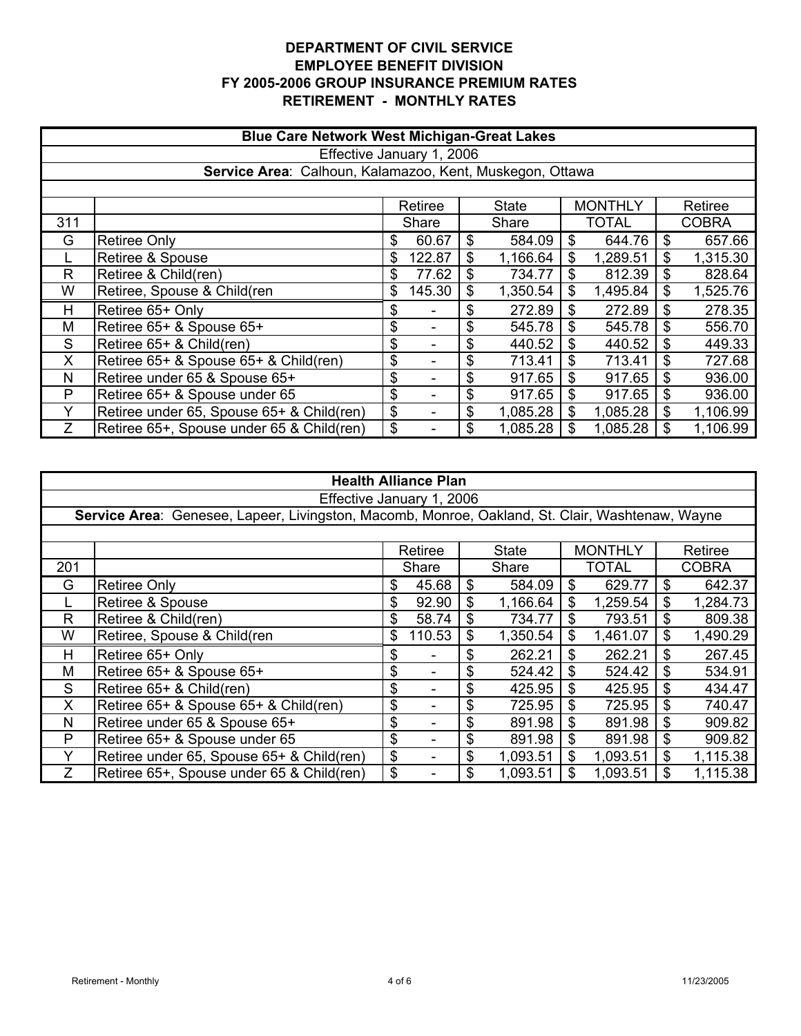**DEPARTMENT OF CIVIL SERVICE**
**EMPLOYEE BENEFIT DIVISION**
**FY 2005-2006 GROUP INSURANCE PREMIUM RATES**
**RETIREMENT - MONTHLY RATES**

| **Blue Care Network West Michigan-Great Lakes** | | | | | |
|---|---|---|---|---|---|
| Effective January 1, 2006 | | | | | |
| **Service Area**: Calhoun, Kalamazoo, Kent, Muskegon, Ottawa | | | | | |
| | | Retiree | State | MONTHLY | Retiree |
| 311 | | Share | Share | TOTAL | COBRA |
| G | Retiree Only | $ 60.67 | $ 584.09 | $ 644.76 | $ 657.66 |
| L | Retiree & Spouse | $ 122.87 | $ 1,166.64 | $ 1,289.51 | $ 1,315.30 |
| R | Retiree & Child(ren) | $ 77.62 | $ 734.77 | $ 812.39 | $ 828.64 |
| W | Retiree, Spouse & Child(ren | $ 145.30 | $ 1,350.54 | $ 1,495.84 | $ 1,525.76 |
| H | Retiree 65+ Only | $ - | $ 272.89 | $ 272.89 | $ 278.35 |
| M | Retiree 65+ & Spouse 65+ | $ - | $ 545.78 | $ 545.78 | $ 556.70 |
| S | Retiree 65+ & Child(ren) | $ - | $ 440.52 | $ 440.52 | $ 449.33 |
| X | Retiree 65+ & Spouse 65+ & Child(ren) | $ - | $ 713.41 | $ 713.41 | $ 727.68 |
| N | Retiree under 65 & Spouse 65+ | $ - | $ 917.65 | $ 917.65 | $ 936.00 |
| P | Retiree 65+ & Spouse under 65 | $ - | $ 917.65 | $ 917.65 | $ 936.00 |
| Y | Retiree under 65, Spouse 65+ & Child(ren) | $ - | $ 1,085.28 | $ 1,085.28 | $ 1,106.99 |
| Z | Retiree 65+, Spouse under 65 & Child(ren) | $ - | $ 1,085.28 | $ 1,085.28 | $ 1,106.99 |

| **Health Alliance Plan** | | | | | |
|---|---|---|---|---|---|
| Effective January 1, 2006 | | | | | |
| **Service Area**: Genesee, Lapeer, Livingston, Macomb, Monroe, Oakland, St. Clair, Washtenaw, Wayne | | | | | |
| | | Retiree | State | MONTHLY | Retiree |
| 201 | | Share | Share | TOTAL | COBRA |
| G | Retiree Only | $ 45.68 | $ 584.09 | $ 629.77 | $ 642.37 |
| L | Retiree & Spouse | $ 92.90 | $ 1,166.64 | $ 1,259.54 | $ 1,284.73 |
| R | Retiree & Child(ren) | $ 58.74 | $ 734.77 | $ 793.51 | $ 809.38 |
| W | Retiree, Spouse & Child(ren | $ 110.53 | $ 1,350.54 | $ 1,461.07 | $ 1,490.29 |
| H | Retiree 65+ Only | $ - | $ 262.21 | $ 262.21 | $ 267.45 |
| M | Retiree 65+ & Spouse 65+ | $ - | $ 524.42 | $ 524.42 | $ 534.91 |
| S | Retiree 65+ & Child(ren) | $ - | $ 425.95 | $ 425.95 | $ 434.47 |
| X | Retiree 65+ & Spouse 65+ & Child(ren) | $ - | $ 725.95 | $ 725.95 | $ 740.47 |
| N | Retiree under 65 & Spouse 65+ | $ - | $ 891.98 | $ 891.98 | $ 909.82 |
| P | Retiree 65+ & Spouse under 65 | $ - | $ 891.98 | $ 891.98 | $ 909.82 |
| Y | Retiree under 65, Spouse 65+ & Child(ren) | $ - | $ 1,093.51 | $ 1,093.51 | $ 1,115.38 |
| Z | Retiree 65+, Spouse under 65 & Child(ren) | $ - | $ 1,093.51 | $ 1,093.51 | $ 1,115.38 |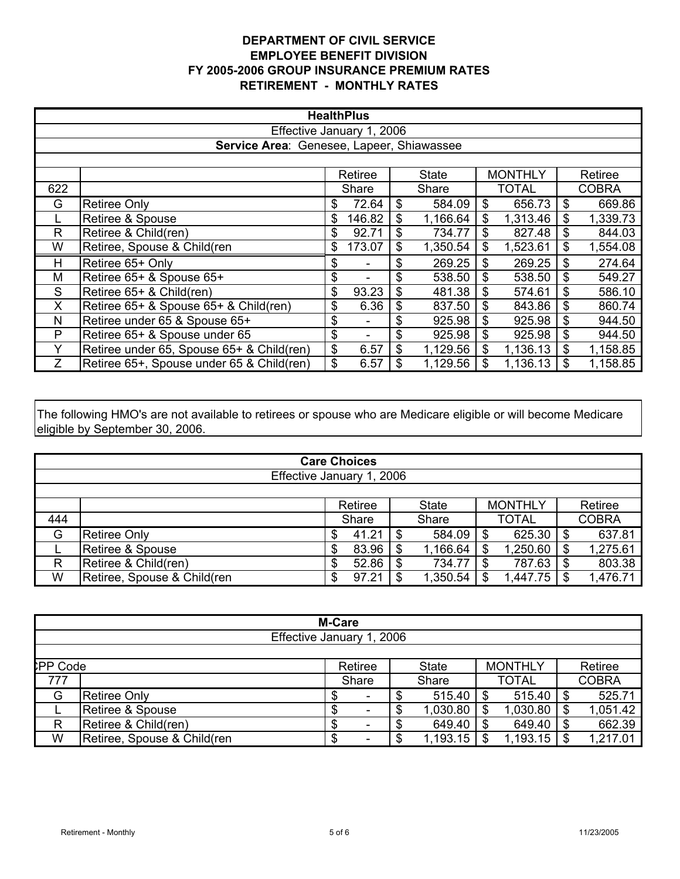**DEPARTMENT OF CIVIL SERVICE**
**EMPLOYEE BENEFIT DIVISION**
**FY 2005-2006 GROUP INSURANCE PREMIUM RATES**
**RETIREMENT - MONTHLY RATES**

| **HealthPlus** | | | | | |
|---|---|---|---|---|---|
| Effective January 1, 2006 | | | | | |
| **Service Area**: Genesee, Lapeer, Shiawassee | | | | | |
| | | Retiree | State | MONTHLY | Retiree |
| 622 | | Share | Share | TOTAL | COBRA |
| G | Retiree Only | $ 72.64 | $ 584.09 | $ 656.73 | $ 669.86 |
| L | Retiree & Spouse | $ 146.82 | $ 1,166.64 | $ 1,313.46 | $ 1,339.73 |
| R | Retiree & Child(ren) | $ 92.71 | $ 734.77 | $ 827.48 | $ 844.03 |
| W | Retiree, Spouse & Child(ren | $ 173.07 | $ 1,350.54 | $ 1,523.61 | $ 1,554.08 |
| H | Retiree 65+ Only | $ - | $ 269.25 | $ 269.25 | $ 274.64 |
| M | Retiree 65+ & Spouse 65+ | $ - | $ 538.50 | $ 538.50 | $ 549.27 |
| S | Retiree 65+ & Child(ren) | $ 93.23 | $ 481.38 | $ 574.61 | $ 586.10 |
| X | Retiree 65+ & Spouse 65+ & Child(ren) | $ 6.36 | $ 837.50 | $ 843.86 | $ 860.74 |
| N | Retiree under 65 & Spouse 65+ | $ - | $ 925.98 | $ 925.98 | $ 944.50 |
| P | Retiree 65+ & Spouse under 65 | $ - | $ 925.98 | $ 925.98 | $ 944.50 |
| Y | Retiree under 65, Spouse 65+ & Child(ren) | $ 6.57 | $ 1,129.56 | $ 1,136.13 | $ 1,158.85 |
| Z | Retiree 65+, Spouse under 65 & Child(ren) | $ 6.57 | $ 1,129.56 | $ 1,136.13 | $ 1,158.85 |

The following HMO's are not available to retirees or spouse who are Medicare eligible or will become Medicare eligible by September 30, 2006.

| **Care Choices** | | | | | |
|---|---|---|---|---|---|
| Effective January 1, 2006 | | | | | |
| | | Retiree | State | MONTHLY | Retiree |
| 444 | | Share | Share | TOTAL | COBRA |
| G | Retiree Only | $ 41.21 | $ 584.09 | $ 625.30 | $ 637.81 |
| L | Retiree & Spouse | $ 83.96 | $ 1,166.64 | $ 1,250.60 | $ 1,275.61 |
| R | Retiree & Child(ren) | $ 52.86 | $ 734.77 | $ 787.63 | $ 803.38 |
| W | Retiree, Spouse & Child(ren | $ 97.21 | $ 1,350.54 | $ 1,447.75 | $ 1,476.71 |

| **M-Care** | | | | | |
|---|---|---|---|---|---|
| Effective January 1, 2006 | | | | | |
| CPP Code | | Retiree | State | MONTHLY | Retiree |
| 777 | | Share | Share | TOTAL | COBRA |
| G | Retiree Only | $ - | $ 515.40 | $ 515.40 | $ 525.71 |
| L | Retiree & Spouse | $ - | $ 1,030.80 | $ 1,030.80 | $ 1,051.42 |
| R | Retiree & Child(ren) | $ - | $ 649.40 | $ 649.40 | $ 662.39 |
| W | Retiree, Spouse & Child(ren | $ - | $ 1,193.15 | $ 1,193.15 | $ 1,217.01 |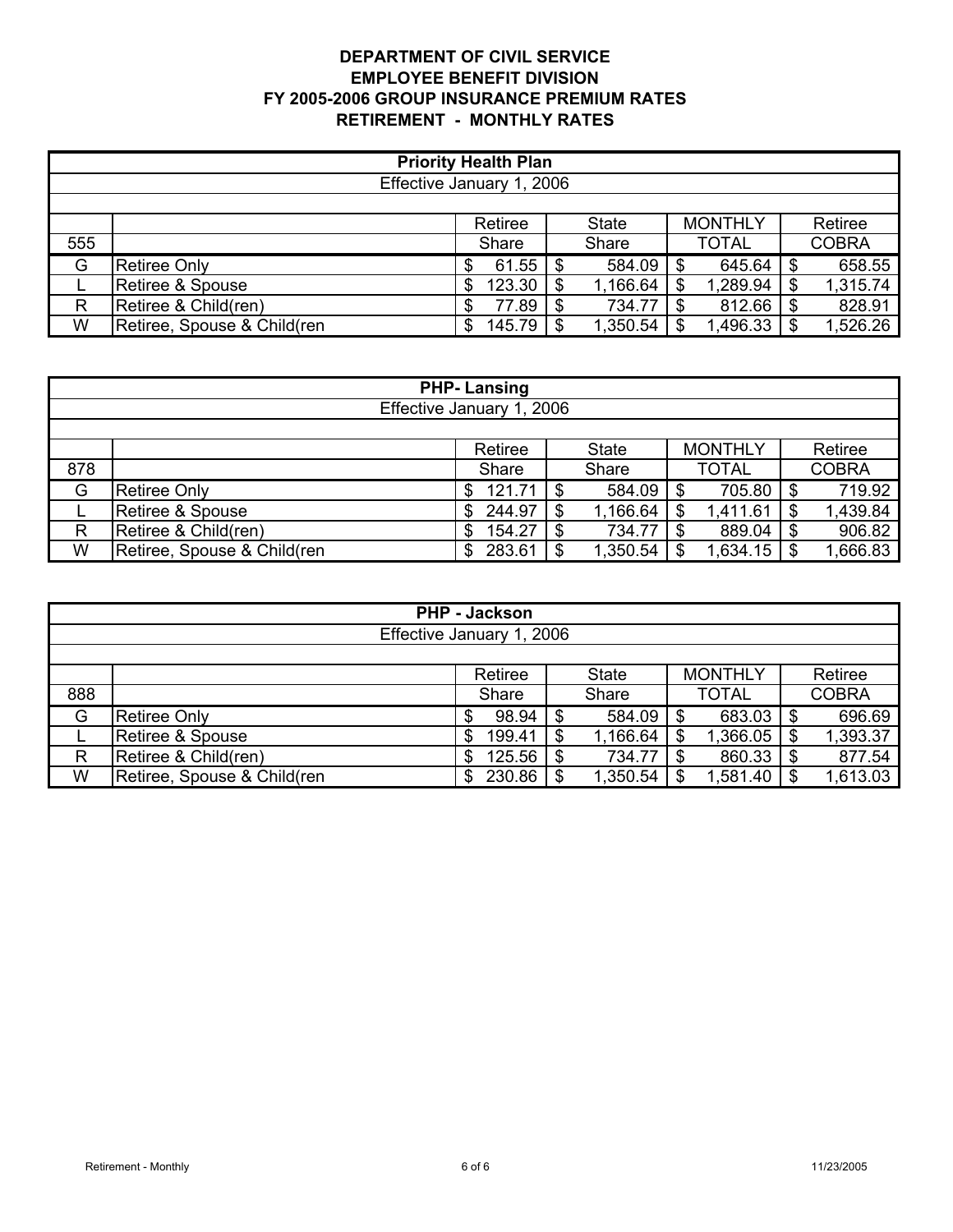## DEPARTMENT OF CIVIL SERVICE
## EMPLOYEE BENEFIT DIVISION
## FY 2005-2006 GROUP INSURANCE PREMIUM RATES
## RETIREMENT - MONTHLY RATES

**Priority Health Plan**

Effective January 1, 2006

| | | Retiree | State | MONTHLY | Retiree |
|---|---|---|---|---|---|
| 555 | | Share | Share | TOTAL | COBRA |
| G | Retiree Only | $ 61.55 | $ 584.09 | $ 645.64 | $ 658.55 |
| L | Retiree & Spouse | $ 123.30 | $ 1,166.64 | $ 1,289.94 | $ 1,315.74 |
| R | Retiree & Child(ren) | $ 77.89 | $ 734.77 | $ 812.66 | $ 828.91 |
| W | Retiree, Spouse & Child(ren | $ 145.79 | $ 1,350.54 | $ 1,496.33 | $ 1,526.26 |

**PHP- Lansing**

Effective January 1, 2006

| | | Retiree | State | MONTHLY | Retiree |
|---|---|---|---|---|---|
| 878 | | Share | Share | TOTAL | COBRA |
| G | Retiree Only | $ 121.71 | $ 584.09 | $ 705.80 | $ 719.92 |
| L | Retiree & Spouse | $ 244.97 | $ 1,166.64 | $ 1,411.61 | $ 1,439.84 |
| R | Retiree & Child(ren) | $ 154.27 | $ 734.77 | $ 889.04 | $ 906.82 |
| W | Retiree, Spouse & Child(ren | $ 283.61 | $ 1,350.54 | $ 1,634.15 | $ 1,666.83 |

**PHP - Jackson**

Effective January 1, 2006

| | | Retiree | State | MONTHLY | Retiree |
|---|---|---|---|---|---|
| 888 | | Share | Share | TOTAL | COBRA |
| G | Retiree Only | $ 98.94 | $ 584.09 | $ 683.03 | $ 696.69 |
| L | Retiree & Spouse | $ 199.41 | $ 1,166.64 | $ 1,366.05 | $ 1,393.37 |
| R | Retiree & Child(ren) | $ 125.56 | $ 734.77 | $ 860.33 | $ 877.54 |
| W | Retiree, Spouse & Child(ren | $ 230.86 | $ 1,350.54 | $ 1,581.40 | $ 1,613.03 |